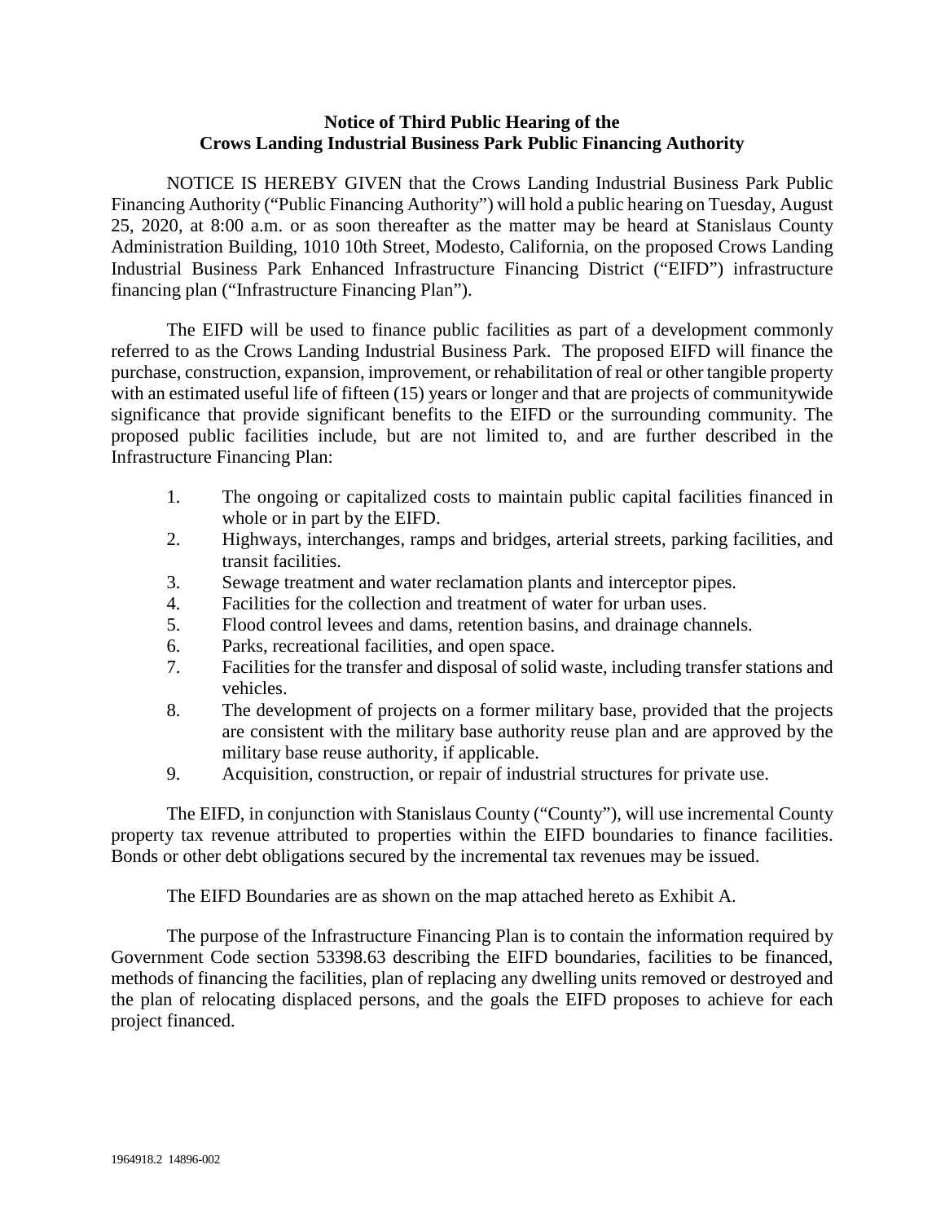**Notice of Third Public Hearing of the Crows Landing Industrial Business Park Public Financing Authority**

NOTICE IS HEREBY GIVEN that the Crows Landing Industrial Business Park Public Financing Authority ("Public Financing Authority") will hold a public hearing on Tuesday, August 25, 2020, at 8:00 a.m. or as soon thereafter as the matter may be heard at Stanislaus County Administration Building, 1010 10th Street, Modesto, California, on the proposed Crows Landing Industrial Business Park Enhanced Infrastructure Financing District ("EIFD") infrastructure financing plan ("Infrastructure Financing Plan").

The EIFD will be used to finance public facilities as part of a development commonly referred to as the Crows Landing Industrial Business Park. The proposed EIFD will finance the purchase, construction, expansion, improvement, or rehabilitation of real or other tangible property with an estimated useful life of fifteen (15) years or longer and that are projects of communitywide significance that provide significant benefits to the EIFD or the surrounding community. The proposed public facilities include, but are not limited to, and are further described in the Infrastructure Financing Plan:

1. The ongoing or capitalized costs to maintain public capital facilities financed in whole or in part by the EIFD.
2. Highways, interchanges, ramps and bridges, arterial streets, parking facilities, and transit facilities.
3. Sewage treatment and water reclamation plants and interceptor pipes.
4. Facilities for the collection and treatment of water for urban uses.
5. Flood control levees and dams, retention basins, and drainage channels.
6. Parks, recreational facilities, and open space.
7. Facilities for the transfer and disposal of solid waste, including transfer stations and vehicles.
8. The development of projects on a former military base, provided that the projects are consistent with the military base authority reuse plan and are approved by the military base reuse authority, if applicable.
9. Acquisition, construction, or repair of industrial structures for private use.

The EIFD, in conjunction with Stanislaus County ("County"), will use incremental County property tax revenue attributed to properties within the EIFD boundaries to finance facilities. Bonds or other debt obligations secured by the incremental tax revenues may be issued.

The EIFD Boundaries are as shown on the map attached hereto as Exhibit A.

The purpose of the Infrastructure Financing Plan is to contain the information required by Government Code section 53398.63 describing the EIFD boundaries, facilities to be financed, methods of financing the facilities, plan of replacing any dwelling units removed or destroyed and the plan of relocating displaced persons, and the goals the EIFD proposes to achieve for each project financed.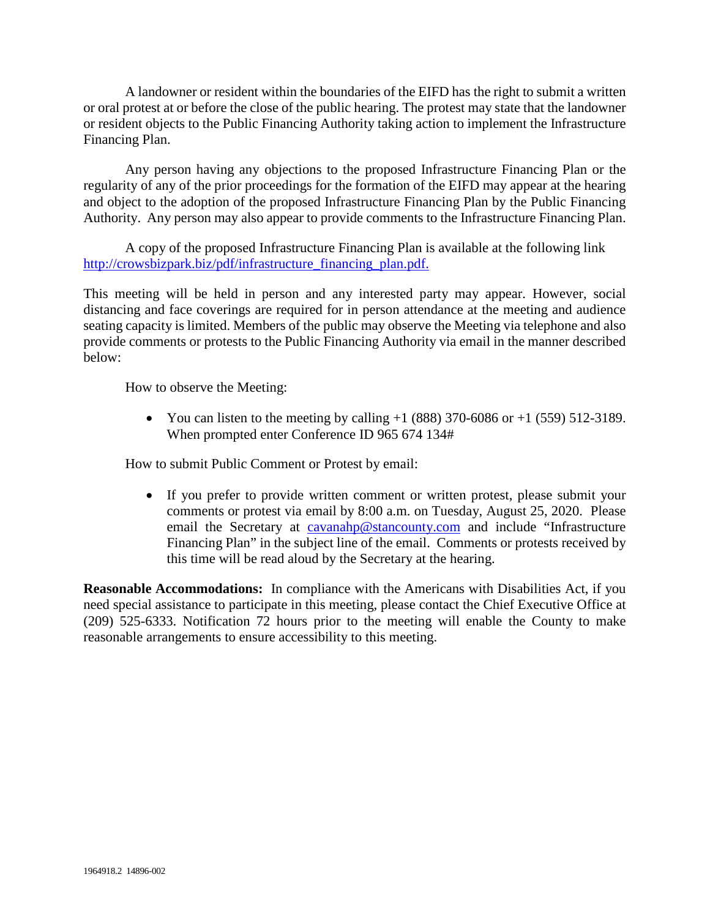A landowner or resident within the boundaries of the EIFD has the right to submit a written or oral protest at or before the close of the public hearing. The protest may state that the landowner or resident objects to the Public Financing Authority taking action to implement the Infrastructure Financing Plan.

Any person having any objections to the proposed Infrastructure Financing Plan or the regularity of any of the prior proceedings for the formation of the EIFD may appear at the hearing and object to the adoption of the proposed Infrastructure Financing Plan by the Public Financing Authority. Any person may also appear to provide comments to the Infrastructure Financing Plan.

A copy of the proposed Infrastructure Financing Plan is available at the following link http://crowsbizpark.biz/pdf/infrastructure_financing_plan.pdf.

This meeting will be held in person and any interested party may appear. However, social distancing and face coverings are required for in person attendance at the meeting and audience seating capacity is limited. Members of the public may observe the Meeting via telephone and also provide comments or protests to the Public Financing Authority via email in the manner described below:

How to observe the Meeting:

- You can listen to the meeting by calling +1 (888) 370-6086 or +1 (559) 512-3189. When prompted enter Conference ID 965 674 134#

How to submit Public Comment or Protest by email:

- If you prefer to provide written comment or written protest, please submit your comments or protest via email by 8:00 a.m. on Tuesday, August 25, 2020. Please email the Secretary at cavanahp@stancounty.com and include "Infrastructure Financing Plan" in the subject line of the email. Comments or protests received by this time will be read aloud by the Secretary at the hearing.

**Reasonable Accommodations:** In compliance with the Americans with Disabilities Act, if you need special assistance to participate in this meeting, please contact the Chief Executive Office at (209) 525-6333. Notification 72 hours prior to the meeting will enable the County to make reasonable arrangements to ensure accessibility to this meeting.

1964918.2 14896-002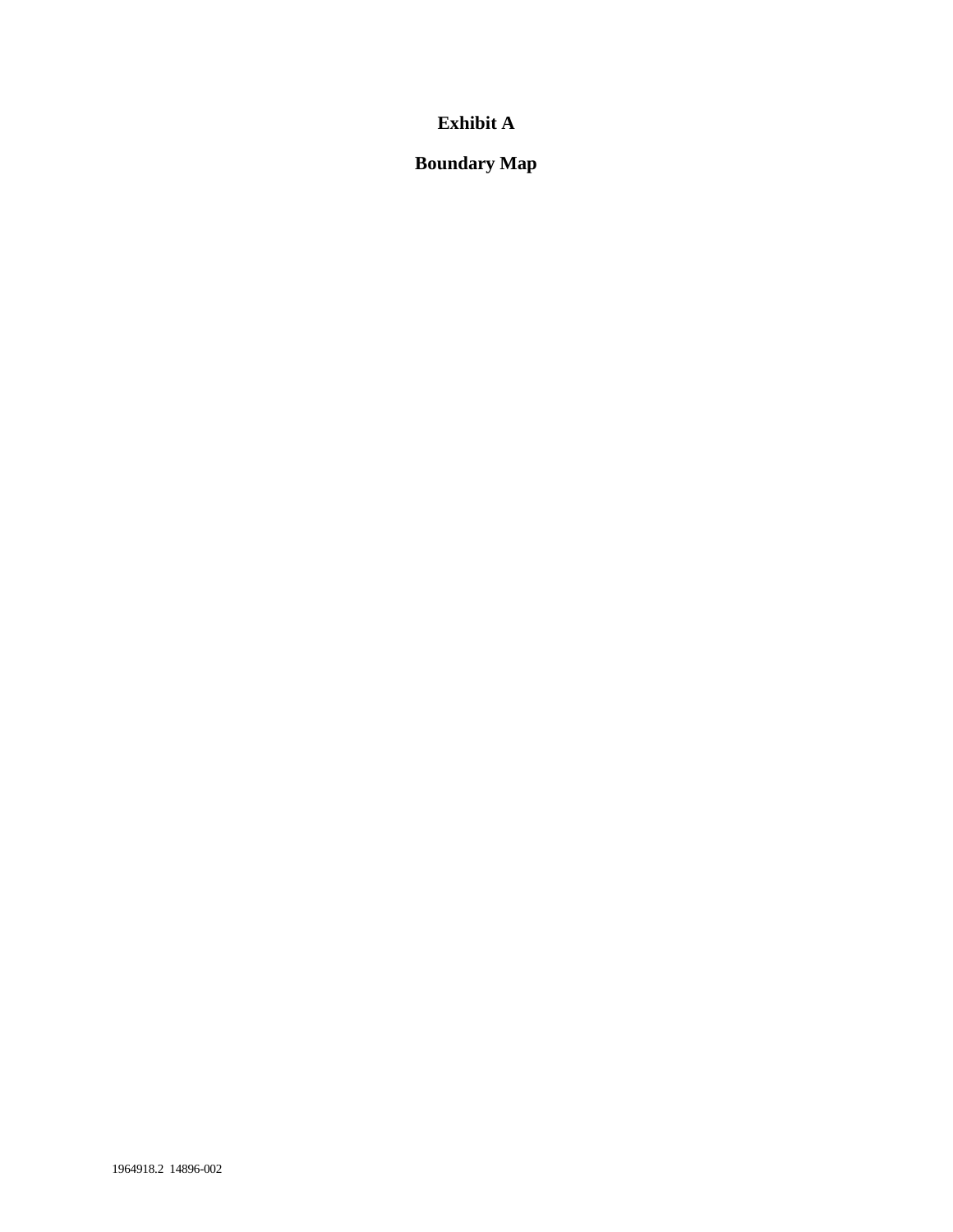**Exhibit A**

**Boundary Map**

1964918.2 14896-002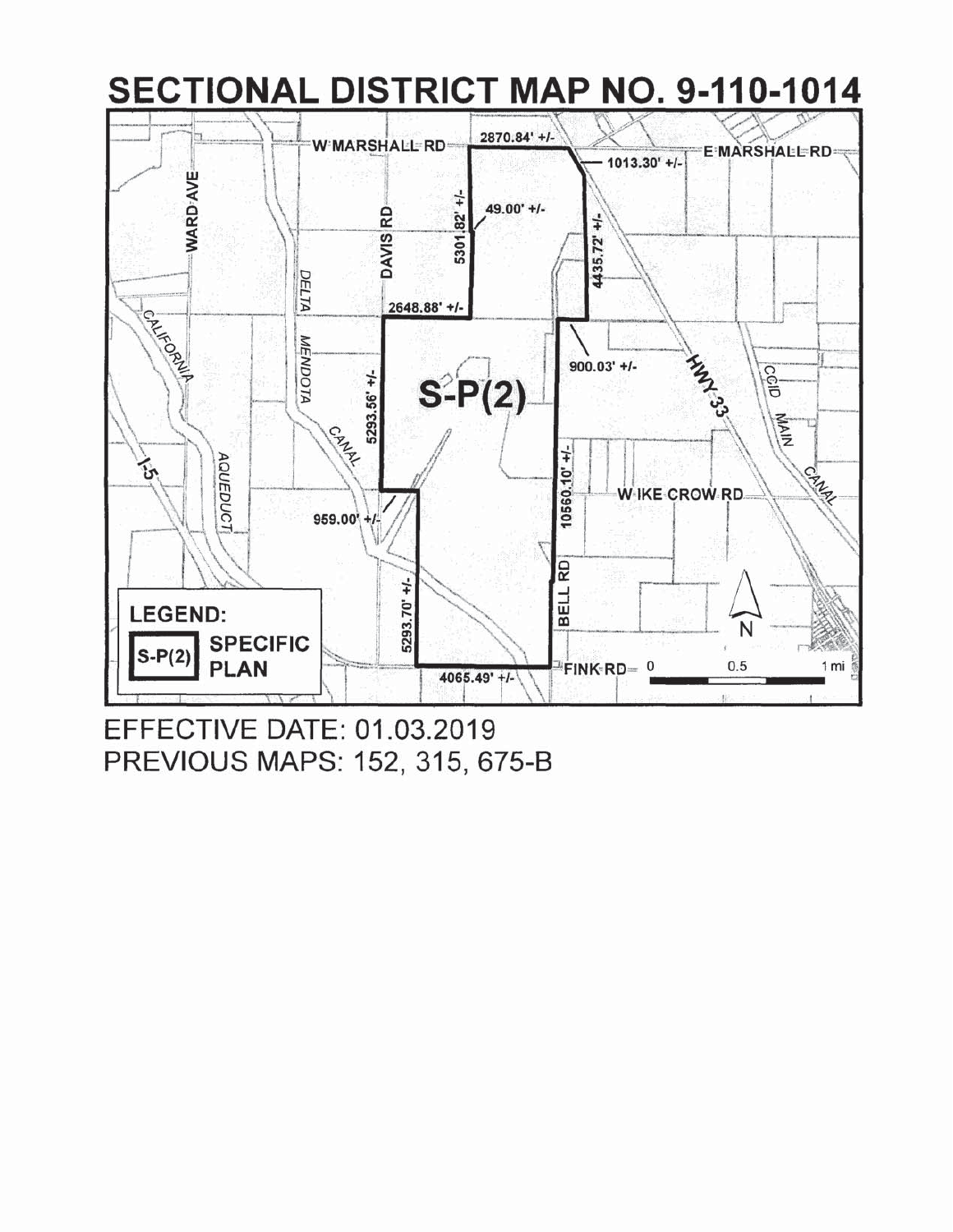# SECTIONAL DISTRICT MAP NO. 9-110-1014

W MARSHALL RD

2870.84' +/-

E MARSHALL RD

1013.30' +/-

WARD AVE

DAVIS RD

5301.82' +/-

49.00' +/-

4435.72' +/-

DELTA

MENDOTA

2648.88' +/-

CALIFORNIA

900.03' +/-

HWY 33

CCID

MAIN

5293.56' +/-

S-P(2)

CANAL

I-5

AQUEDUCT

10560.10' +/-

W IKE CROW RD

CANAL

959.00' +/-

5293.70' +/-

BELL RD

N

LEGEND:

S-P(2) SPECIFIC PLAN

FINK RD

4065.49' +/-

0 0.5 1 mi

EFFECTIVE DATE: 01.03.2019

PREVIOUS MAPS: 152, 315, 675-B